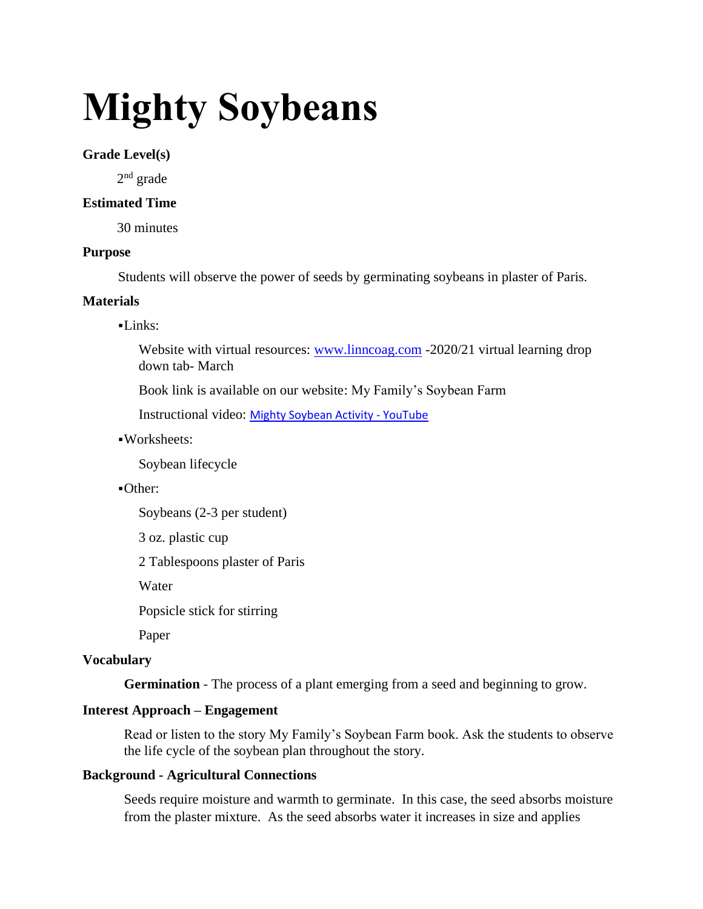# Mighty Soybeans

**Grade Level(s)**

2nd grade

**Estimated Time**

30 minutes

**Purpose**

Students will observe the power of seeds by germinating soybeans in plaster of Paris.

**Materials**

- Links:

  Website with virtual resources: [www.linncoag.com](http://www.linncoag.com) -2020/21 virtual learning drop down tab- March

  Book link is available on our website: My Family's Soybean Farm

  Instructional video: [Mighty Soybean Activity - YouTube]()

- Worksheets:

  Soybean lifecycle

- Other:

  Soybeans (2-3 per student)

  3 oz. plastic cup

  2 Tablespoons plaster of Paris

  Water

  Popsicle stick for stirring

  Paper

**Vocabulary**

**Germination** - The process of a plant emerging from a seed and beginning to grow.

**Interest Approach – Engagement**

Read or listen to the story My Family's Soybean Farm book. Ask the students to observe the life cycle of the soybean plan throughout the story.

**Background - Agricultural Connections**

Seeds require moisture and warmth to germinate. In this case, the seed absorbs moisture from the plaster mixture. As the seed absorbs water it increases in size and applies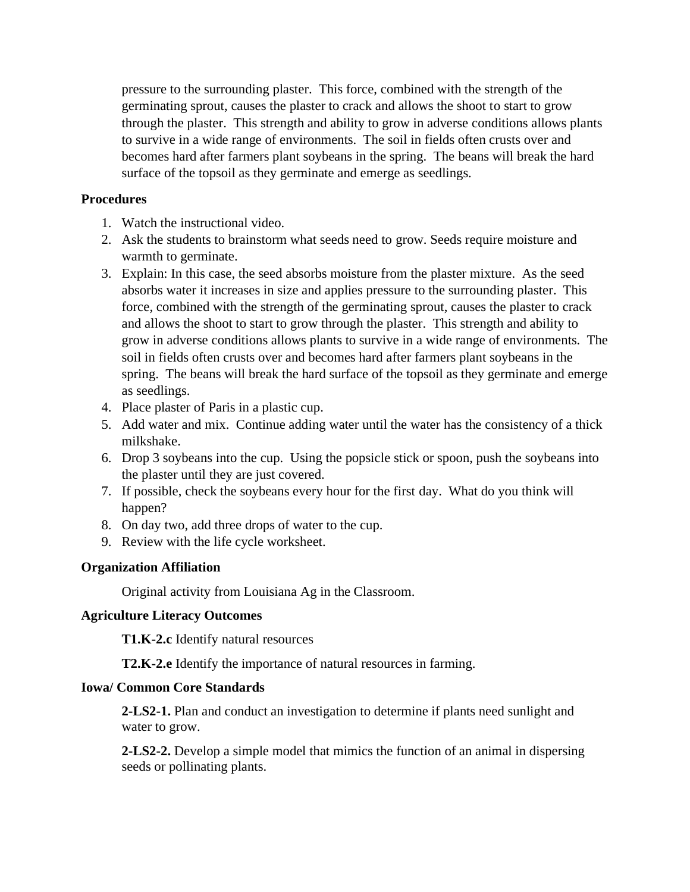pressure to the surrounding plaster. This force, combined with the strength of the germinating sprout, causes the plaster to crack and allows the shoot to start to grow through the plaster. This strength and ability to grow in adverse conditions allows plants to survive in a wide range of environments. The soil in fields often crusts over and becomes hard after farmers plant soybeans in the spring. The beans will break the hard surface of the topsoil as they germinate and emerge as seedlings.

### Procedures

1. Watch the instructional video.
2. Ask the students to brainstorm what seeds need to grow. Seeds require moisture and warmth to germinate.
3. Explain: In this case, the seed absorbs moisture from the plaster mixture. As the seed absorbs water it increases in size and applies pressure to the surrounding plaster. This force, combined with the strength of the germinating sprout, causes the plaster to crack and allows the shoot to start to grow through the plaster. This strength and ability to grow in adverse conditions allows plants to survive in a wide range of environments. The soil in fields often crusts over and becomes hard after farmers plant soybeans in the spring. The beans will break the hard surface of the topsoil as they germinate and emerge as seedlings.
4. Place plaster of Paris in a plastic cup.
5. Add water and mix. Continue adding water until the water has the consistency of a thick milkshake.
6. Drop 3 soybeans into the cup. Using the popsicle stick or spoon, push the soybeans into the plaster until they are just covered.
7. If possible, check the soybeans every hour for the first day. What do you think will happen?
8. On day two, add three drops of water to the cup.
9. Review with the life cycle worksheet.

### Organization Affiliation

Original activity from Louisiana Ag in the Classroom.

### Agriculture Literacy Outcomes

**T1.K-2.c** Identify natural resources

**T2.K-2.e** Identify the importance of natural resources in farming.

### Iowa/ Common Core Standards

**2-LS2-1.** Plan and conduct an investigation to determine if plants need sunlight and water to grow.

**2-LS2-2.** Develop a simple model that mimics the function of an animal in dispersing seeds or pollinating plants.